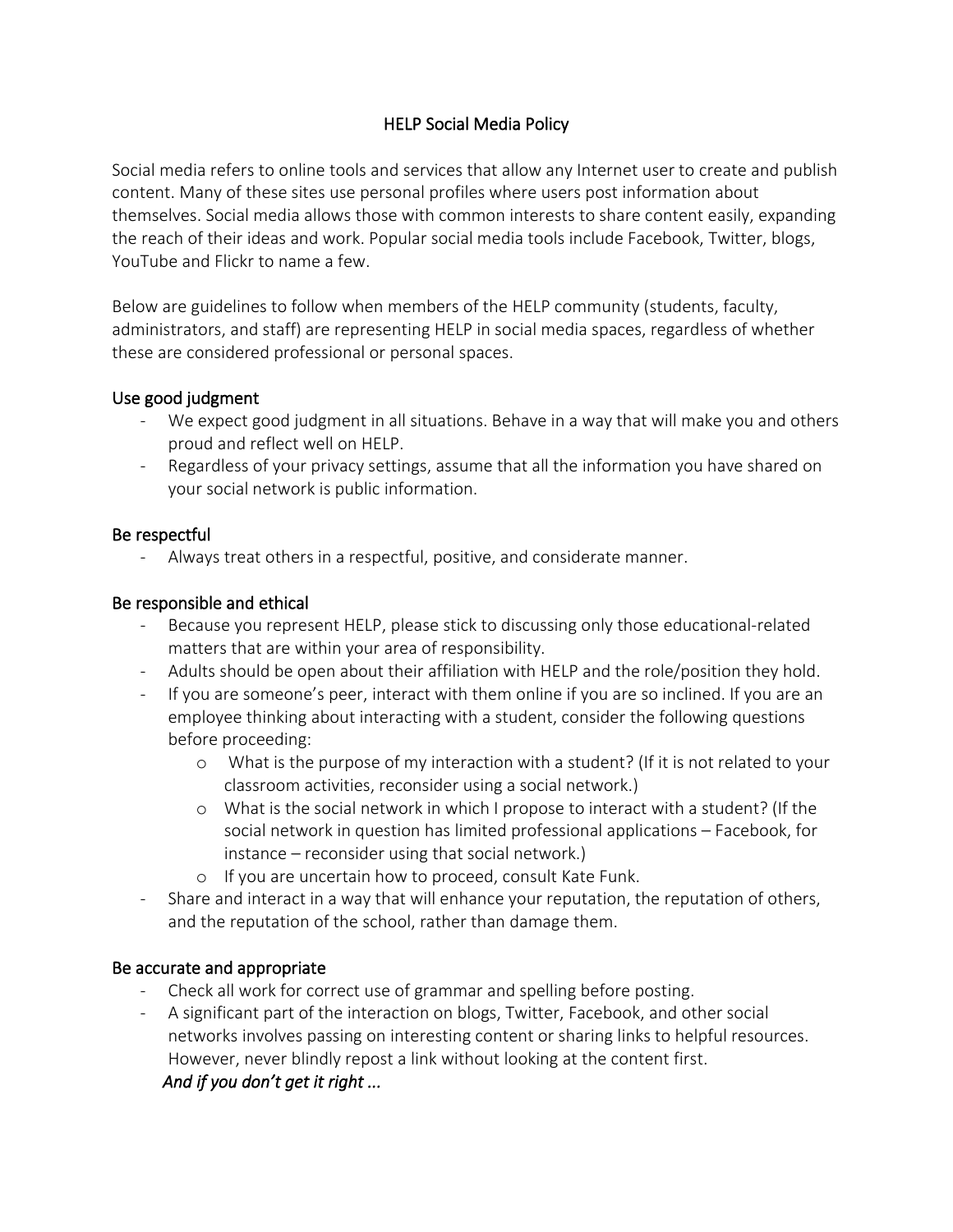# HELP Social Media Policy

Social media refers to online tools and services that allow any Internet user to create and publish content. Many of these sites use personal profiles where users post information about themselves. Social media allows those with common interests to share content easily, expanding the reach of their ideas and work. Popular social media tools include Facebook, Twitter, blogs, YouTube and Flickr to name a few.

Below are guidelines to follow when members of the HELP community (students, faculty, administrators, and staff) are representing HELP in social media spaces, regardless of whether these are considered professional or personal spaces.

## Use good judgment

- We expect good judgment in all situations. Behave in a way that will make you and others proud and reflect well on HELP.
- Regardless of your privacy settings, assume that all the information you have shared on your social network is public information.

## Be respectful

- Always treat others in a respectful, positive, and considerate manner.

## Be responsible and ethical

- Because you represent HELP, please stick to discussing only those educational-related matters that are within your area of responsibility.
- Adults should be open about their affiliation with HELP and the role/position they hold.
- If you are someone's peer, interact with them online if you are so inclined. If you are an employee thinking about interacting with a student, consider the following questions before proceeding:
  - What is the purpose of my interaction with a student? (If it is not related to your classroom activities, reconsider using a social network.)
  - What is the social network in which I propose to interact with a student? (If the social network in question has limited professional applications – Facebook, for instance – reconsider using that social network.)
  - If you are uncertain how to proceed, consult Kate Funk.
- Share and interact in a way that will enhance your reputation, the reputation of others, and the reputation of the school, rather than damage them.

## Be accurate and appropriate

- Check all work for correct use of grammar and spelling before posting.
- A significant part of the interaction on blogs, Twitter, Facebook, and other social networks involves passing on interesting content or sharing links to helpful resources. However, never blindly repost a link without looking at the content first.

*And if you don't get it right ...*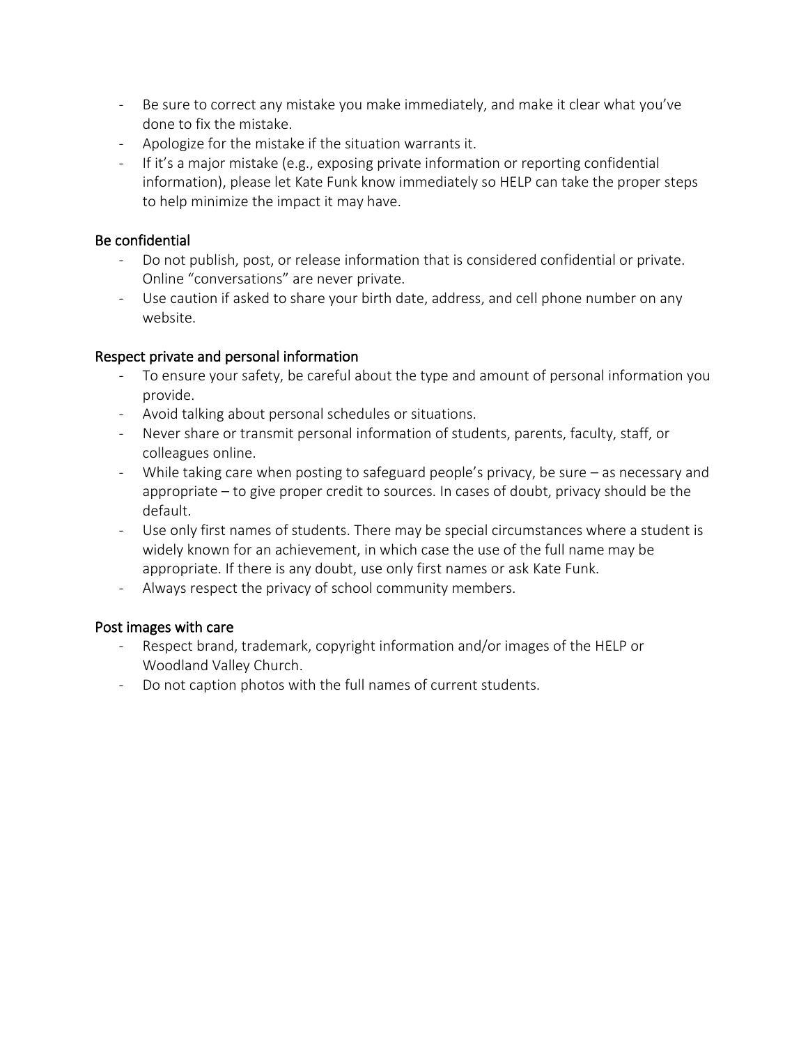- Be sure to correct any mistake you make immediately, and make it clear what you've done to fix the mistake.
- Apologize for the mistake if the situation warrants it.
- If it's a major mistake (e.g., exposing private information or reporting confidential information), please let Kate Funk know immediately so HELP can take the proper steps to help minimize the impact it may have.

### Be confidential

- Do not publish, post, or release information that is considered confidential or private. Online "conversations" are never private.
- Use caution if asked to share your birth date, address, and cell phone number on any website.

### Respect private and personal information

- To ensure your safety, be careful about the type and amount of personal information you provide.
- Avoid talking about personal schedules or situations.
- Never share or transmit personal information of students, parents, faculty, staff, or colleagues online.
- While taking care when posting to safeguard people's privacy, be sure – as necessary and appropriate – to give proper credit to sources. In cases of doubt, privacy should be the default.
- Use only first names of students. There may be special circumstances where a student is widely known for an achievement, in which case the use of the full name may be appropriate. If there is any doubt, use only first names or ask Kate Funk.
- Always respect the privacy of school community members.

### Post images with care

- Respect brand, trademark, copyright information and/or images of the HELP or Woodland Valley Church.
- Do not caption photos with the full names of current students.